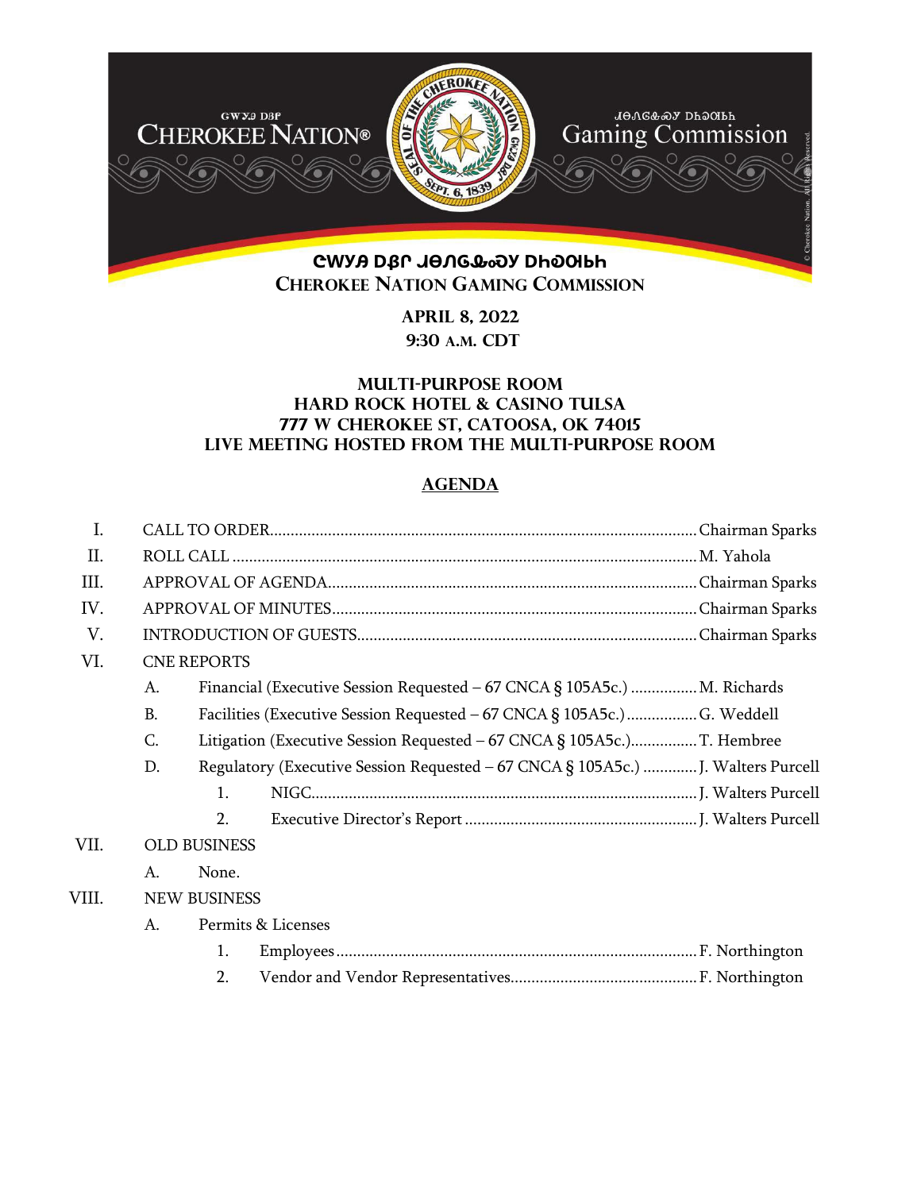# ᏣᎳᎩ ᎠᏰᏟ ᏧᏂᎶᎸᏍᎩ ᎠᏂᏍᎪᏏᏂ

## CHEROKEE NATION GAMING COMMISSION

**APRIL 8, 2022**
**9:30 A.M. CDT**

**MULTI-PURPOSE ROOM**
**HARD ROCK HOTEL & CASINO TULSA**
**777 W CHEROKEE ST, CATOOSA, OK 74015**
**LIVE MEETING HOSTED FROM THE MULTI-PURPOSE ROOM**

## AGENDA

I. CALL TO ORDER ........ Chairman Sparks

II. ROLL CALL ........ M. Yahola

III. APPROVAL OF AGENDA ........ Chairman Sparks

IV. APPROVAL OF MINUTES ........ Chairman Sparks

V. INTRODUCTION OF GUESTS ........ Chairman Sparks

VI. CNE REPORTS

- A. Financial (Executive Session Requested – 67 CNCA § 105A5c.) ........ M. Richards
- B. Facilities (Executive Session Requested – 67 CNCA § 105A5c.) ........ G. Weddell
- C. Litigation (Executive Session Requested – 67 CNCA § 105A5c.) ........ T. Hembree
- D. Regulatory (Executive Session Requested – 67 CNCA § 105A5c.) ........ J. Walters Purcell
  1. NIGC ........ J. Walters Purcell
  2. Executive Director's Report ........ J. Walters Purcell

VII. OLD BUSINESS

- A. None.

VIII. NEW BUSINESS

- A. Permits & Licenses
  1. Employees ........ F. Northington
  2. Vendor and Vendor Representatives ........ F. Northington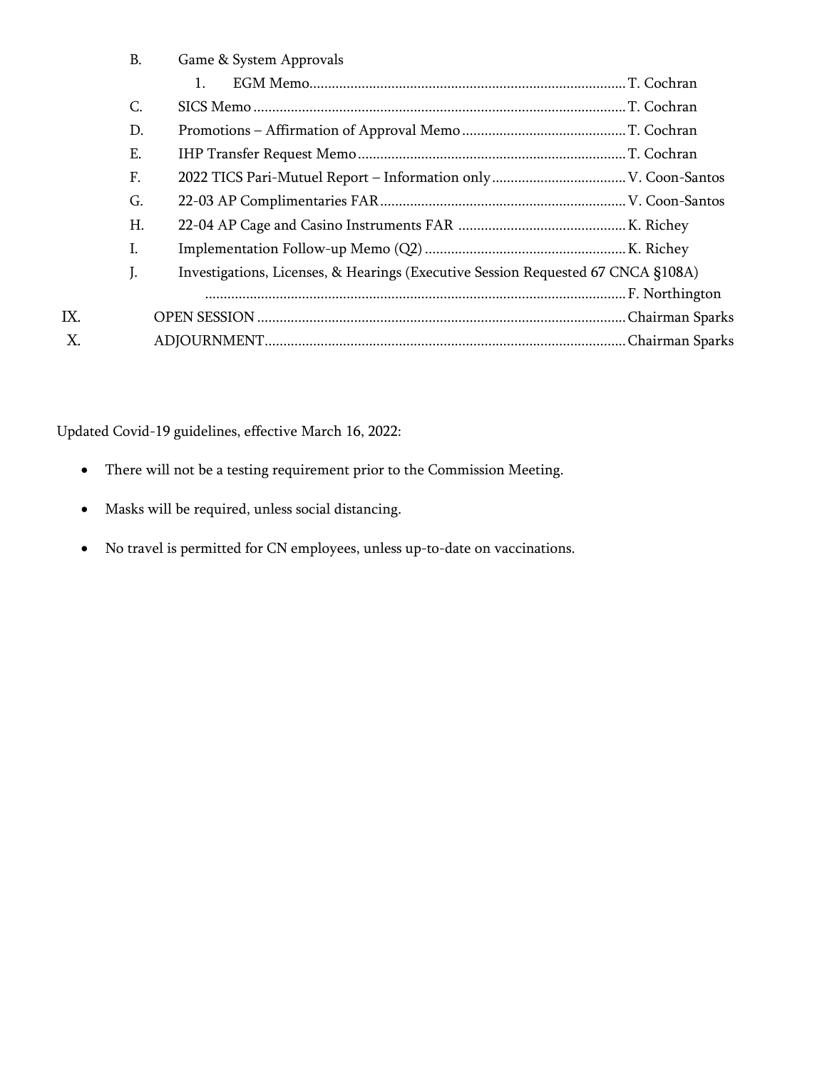B. Game & System Approvals

1. EGM Memo.................................................................................... T. Cochran

C. SICS Memo ................................................................................................... T. Cochran

D. Promotions – Affirmation of Approval Memo ........................................... T. Cochran

E. IHP Transfer Request Memo ....................................................................... T. Cochran

F. 2022 TICS Pari-Mutuel Report – Information only .................................... V. Coon-Santos

G. 22-03 AP Complimentaries FAR ................................................................. V. Coon-Santos

H. 22-04 AP Cage and Casino Instruments FAR ............................................. K. Richey

I. Implementation Follow-up Memo (Q2) ...................................................... K. Richey

J. Investigations, Licenses, & Hearings (Executive Session Requested 67 CNCA §108A) ................................................................................................................ F. Northington

IX. OPEN SESSION .................................................................................................. Chairman Sparks

X. ADJOURNMENT................................................................................................ Chairman Sparks

Updated Covid-19 guidelines, effective March 16, 2022:

- There will not be a testing requirement prior to the Commission Meeting.
- Masks will be required, unless social distancing.
- No travel is permitted for CN employees, unless up-to-date on vaccinations.